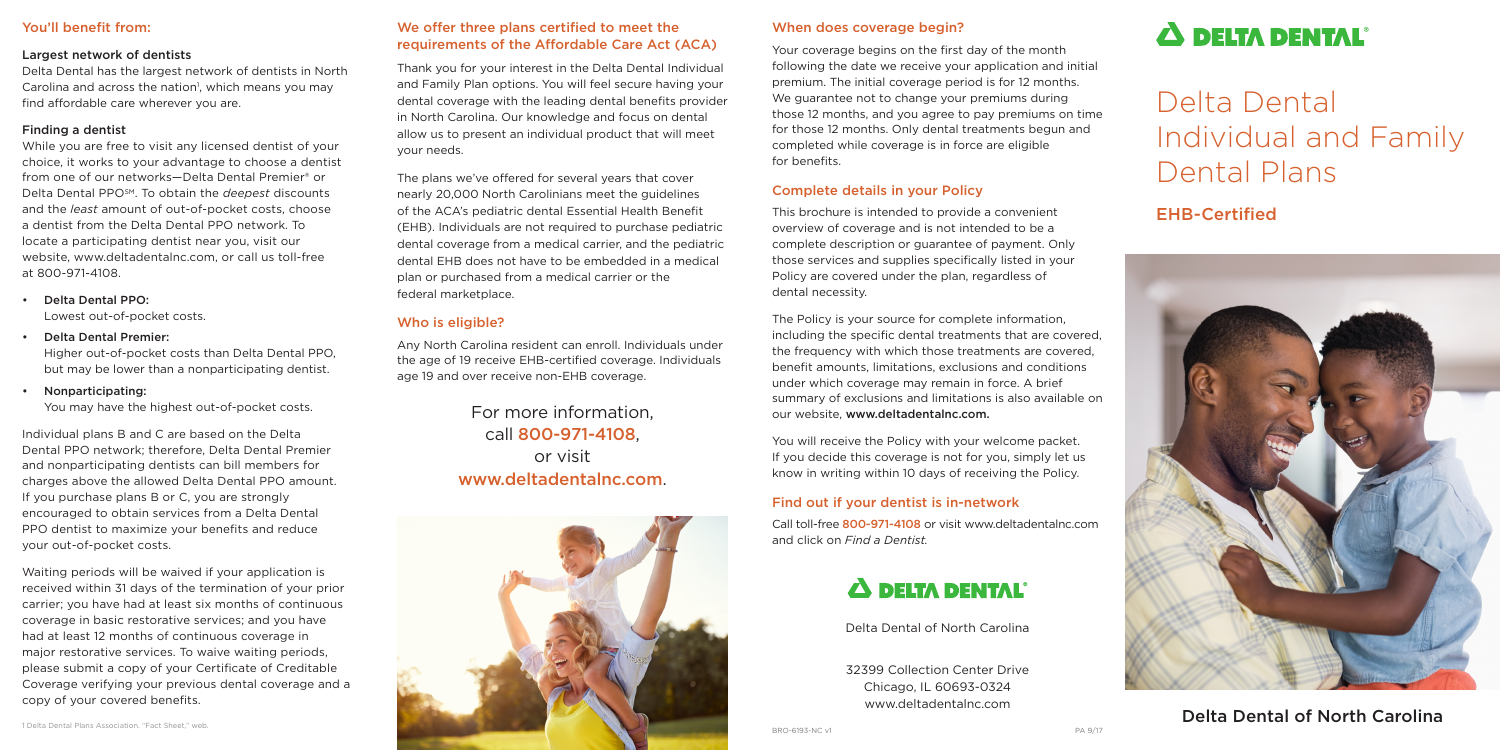## You'll benefit from:

### Largest network of dentists

Delta Dental has the largest network of dentists in North Carolina and across the nation[1], which means you may find affordable care wherever you are.

### Finding a dentist

While you are free to visit any licensed dentist of your choice, it works to your advantage to choose a dentist from one of our networks—Delta Dental Premier® or Delta Dental PPO℠. To obtain the *deepest* discounts and the *least* amount of out-of-pocket costs, choose a dentist from the Delta Dental PPO network. To locate a participating dentist near you, visit our website, www.deltadentalnc.com, or call us toll-free at 800-971-4108.

- **Delta Dental PPO:** Lowest out-of-pocket costs.
- **Delta Dental Premier:** Higher out-of-pocket costs than Delta Dental PPO, but may be lower than a nonparticipating dentist.
- **Nonparticipating:** You may have the highest out-of-pocket costs.

Individual plans B and C are based on the Delta Dental PPO network; therefore, Delta Dental Premier and nonparticipating dentists can bill members for charges above the allowed Delta Dental PPO amount. If you purchase plans B or C, you are strongly encouraged to obtain services from a Delta Dental PPO dentist to maximize your benefits and reduce your out-of-pocket costs.

Waiting periods will be waived if your application is received within 31 days of the termination of your prior carrier; you have had at least six months of continuous coverage in basic restorative services; and you have had at least 12 months of continuous coverage in major restorative services. To waive waiting periods, please submit a copy of your Certificate of Creditable Coverage verifying your previous dental coverage and a copy of your covered benefits.

1 Delta Dental Plans Association. "Fact Sheet," web.

## We offer three plans certified to meet the requirements of the Affordable Care Act (ACA)

Thank you for your interest in the Delta Dental Individual and Family Plan options. You will feel secure having your dental coverage with the leading dental benefits provider in North Carolina. Our knowledge and focus on dental allow us to present an individual product that will meet your needs.

The plans we've offered for several years that cover nearly 20,000 North Carolinians meet the guidelines of the ACA's pediatric dental Essential Health Benefit (EHB). Individuals are not required to purchase pediatric dental coverage from a medical carrier, and the pediatric dental EHB does not have to be embedded in a medical plan or purchased from a medical carrier or the federal marketplace.

## Who is eligible?

Any North Carolina resident can enroll. Individuals under the age of 19 receive EHB-certified coverage. Individuals age 19 and over receive non-EHB coverage.

For more information, call **800-971-4108**, or visit **www.deltadentalnc.com**.

## When does coverage begin?

Your coverage begins on the first day of the month following the date we receive your application and initial premium. The initial coverage period is for 12 months. We guarantee not to change your premiums during those 12 months, and you agree to pay premiums on time for those 12 months. Only dental treatments begun and completed while coverage is in force are eligible for benefits.

## Complete details in your Policy

This brochure is intended to provide a convenient overview of coverage and is not intended to be a complete description or guarantee of payment. Only those services and supplies specifically listed in your Policy are covered under the plan, regardless of dental necessity.

The Policy is your source for complete information, including the specific dental treatments that are covered, the frequency with which those treatments are covered, benefit amounts, limitations, exclusions and conditions under which coverage may remain in force. A brief summary of exclusions and limitations is also available on our website, **www.deltadentalnc.com.**

You will receive the Policy with your welcome packet. If you decide this coverage is not for you, simply let us know in writing within 10 days of receiving the Policy.

## Find out if your dentist is in-network

Call toll-free 800-971-4108 or visit www.deltadentalnc.com and click on *Find a Dentist.*

DELTA DENTAL®

Delta Dental of North Carolina

32399 Collection Center Drive
Chicago, IL 60693-0324
www.deltadentalnc.com

BRO-6193-NC v1 PA 9/17

DELTA DENTAL®

# Delta Dental Individual and Family Dental Plans

## EHB-Certified

Delta Dental of North Carolina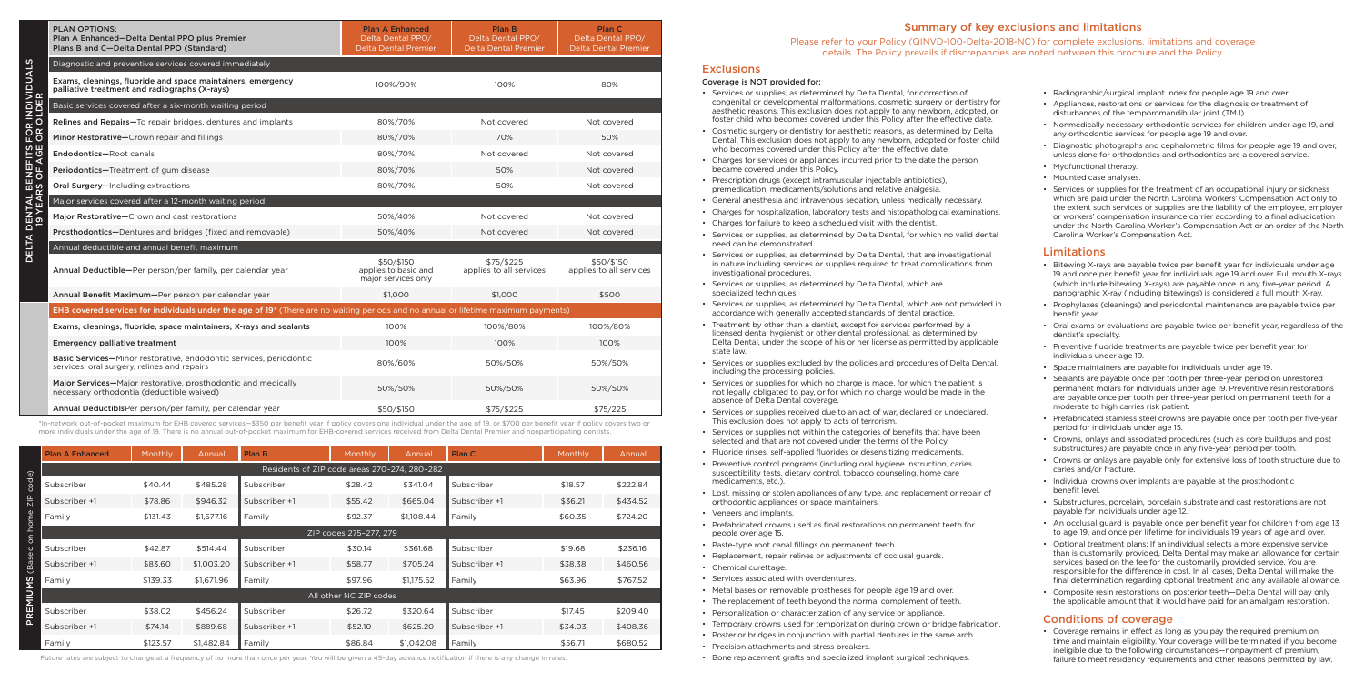| PLAN OPTIONS: Plan A Enhanced—Delta Dental PPO plus Premier Plans B and C—Delta Dental PPO (Standard) | Plan A Enhanced Delta Dental PPO/ Delta Dental Premier | Plan B Delta Dental PPO/ Delta Dental Premier | Plan C Delta Dental PPO/ Delta Dental Premier |
|---|---|---|---|
| **DELTA DENTAL BENEFITS FOR INDIVIDUALS 19 YEARS OF AGE OR OLDER** | | | |
| Diagnostic and preventive services covered immediately | | | |
| **Exams, cleanings, fluoride and space maintainers, emergency palliative treatment and radiographs (X-rays)** | 100%/90% | 100% | 80% |
| Basic services covered after a six-month waiting period | | | |
| **Relines and Repairs**—To repair bridges, dentures and implants | 80%/70% | Not covered | Not covered |
| **Minor Restorative**—Crown repair and fillings | 80%/70% | 70% | 50% |
| **Endodontics**—Root canals | 80%/70% | Not covered | Not covered |
| **Periodontics**—Treatment of gum disease | 80%/70% | 50% | Not covered |
| **Oral Surgery**—Including extractions | 80%/70% | 50% | Not covered |
| Major services covered after a 12-month waiting period | | | |
| **Major Restorative**—Crown and cast restorations | 50%/40% | Not covered | Not covered |
| **Prosthodontics**—Dentures and bridges (fixed and removable) | 50%/40% | Not covered | Not covered |
| Annual deductible and annual benefit maximum | | | |
| **Annual Deductible**—Per person/per family, per calendar year | $50/$150 applies to basic and major services only | $75/$225 applies to all services | $50/$150 applies to all services |
| **Annual Benefit Maximum**—Per person per calendar year | $1,000 | $1,000 | $500 |
| **EHB covered services for individuals under the age of 19*** (There are no waiting periods and no annual or lifetime maximum payments) | | | |
| **Exams, cleanings, fluoride, space maintainers, X-rays and sealants** | 100% | 100%/80% | 100%/80% |
| **Emergency palliative treatment** | 100% | 100% | 100% |
| **Basic Services**—Minor restorative, endodontic services, periodontic services, oral surgery, relines and repairs | 80%/60% | 50%/50% | 50%/50% |
| **Major Services**—Major restorative, prosthodontic and medically necessary orthodontia (deductible waived) | 50%/50% | 50%/50% | 50%/50% |
| **Annual Deductible**Per person/per family, per calendar year | $50/$150 | $75/$225 | $75/225 |

*In-network out-of-pocket maximum for EHB covered services—$350 per benefit year if policy covers one individual under the age of 19, or $700 per benefit year if policy covers two or more individuals under the age of 19. There is no annual out-of-pocket maximum for EHB-covered services received from Delta Dental Premier and nonparticipating dentists.

**PREMIUMS** (Based on home ZIP code)

| Plan A Enhanced | Monthly | Annual | Plan B | Monthly | Annual | Plan C | Monthly | Annual |
|---|---|---|---|---|---|---|---|---|
| Residents of ZIP code areas 270–274, 280–282 | | | | | | | | |
| Subscriber | $40.44 | $485.28 | Subscriber | $28.42 | $341.04 | Subscriber | $18.57 | $222.84 |
| Subscriber +1 | $78.86 | $946.32 | Subscriber +1 | $55.42 | $665.04 | Subscriber +1 | $36.21 | $434.52 |
| Family | $131.43 | $1,577.16 | Family | $92.37 | $1,108.44 | Family | $60.35 | $724.20 |
| ZIP codes 275–277, 279 | | | | | | | | |
| Subscriber | $42.87 | $514.44 | Subscriber | $30.14 | $361.68 | Subscriber | $19.68 | $236.16 |
| Subscriber +1 | $83.60 | $1,003.20 | Subscriber +1 | $58.77 | $705.24 | Subscriber +1 | $38.38 | $460.56 |
| Family | $139.33 | $1,671.96 | Family | $97.96 | $1,175.52 | Family | $63.96 | $767.52 |
| All other NC ZIP codes | | | | | | | | |
| Subscriber | $38.02 | $456.24 | Subscriber | $26.72 | $320.64 | Subscriber | $17.45 | $209.40 |
| Subscriber +1 | $74.14 | $889.68 | Subscriber +1 | $52.10 | $625.20 | Subscriber +1 | $34.03 | $408.36 |
| Family | $123.57 | $1,482.84 | Family | $86.84 | $1,042.08 | Family | $56.71 | $680.52 |

Future rates are subject to change at a frequency of no more than once per year. You will be given a 45-day advance notification if there is any change in rates.

# Summary of key exclusions and limitations

Please refer to your Policy (QINVD-100-Delta-2018-NC) for complete exclusions, limitations and coverage details. The Policy prevails if discrepancies are noted between this brochure and the Policy.

## Exclusions

**Coverage is NOT provided for:**

- Services or supplies, as determined by Delta Dental, for correction of congenital or developmental malformations, cosmetic surgery or dentistry for aesthetic reasons. This exclusion does not apply to any newborn, adopted, or foster child who becomes covered under this Policy after the effective date.
- Cosmetic surgery or dentistry for aesthetic reasons, as determined by Delta Dental. This exclusion does not apply to any newborn, adopted or foster child who becomes covered under this Policy after the effective date.
- Charges for services or appliances incurred prior to the date the person became covered under this Policy.
- Prescription drugs (except intramuscular injectable antibiotics), premedication, medicaments/solutions and relative analgesia.
- General anesthesia and intravenous sedation, unless medically necessary.
- Charges for hospitalization, laboratory tests and histopathological examinations.
- Charges for failure to keep a scheduled visit with the dentist.
- Services or supplies, as determined by Delta Dental, for which no valid dental need can be demonstrated.
- Services or supplies, as determined by Delta Dental, that are investigational in nature including services or supplies required to treat complications from investigational procedures.
- Services or supplies, as determined by Delta Dental, which are specialized techniques.
- Services or supplies, as determined by Delta Dental, which are not provided in accordance with generally accepted standards of dental practice.
- Treatment by other than a dentist, except for services performed by a licensed dental hygienist or other dental professional, as determined by Delta Dental, under the scope of his or her license as permitted by applicable state law.
- Services or supplies excluded by the policies and procedures of Delta Dental, including the processing policies.
- Services or supplies for which no charge is made, for which the patient is not legally obligated to pay, or for which no charge would be made in the absence of Delta Dental coverage.
- Services or supplies received due to an act of war, declared or undeclared. This exclusion does not apply to acts of terrorism.
- Services or supplies not within the categories of benefits that have been selected and that are not covered under the terms of the Policy.
- Fluoride rinses, self-applied fluorides or desensitizing medicaments.
- Preventive control programs (including oral hygiene instruction, caries susceptibility tests, dietary control, tobacco counseling, home care medicaments, etc.).
- Lost, missing or stolen appliances of any type, and replacement or repair of orthodontic appliances or space maintainers.
- Veneers and implants.
- Prefabricated crowns used as final restorations on permanent teeth for people over age 15.
- Paste-type root canal fillings on permanent teeth.
- Replacement, repair, relines or adjustments of occlusal guards.
- Chemical curettage.
- Services associated with overdentures.
- Metal bases on removable prostheses for people age 19 and over.
- The replacement of teeth beyond the normal complement of teeth.
- Personalization or characterization of any service or appliance.
- Temporary crowns used for temporization during crown or bridge fabrication.
- Posterior bridges in conjunction with partial dentures in the same arch.
- Precision attachments and stress breakers.
- Bone replacement grafts and specialized implant surgical techniques.
- Radiographic/surgical implant index for people age 19 and over.
- Appliances, restorations or services for the diagnosis or treatment of disturbances of the temporomandibular joint (TMJ).
- Nonmedically necessary orthodontic services for children under age 19, and any orthodontic services for people age 19 and over.
- Diagnostic photographs and cephalometric films for people age 19 and over, unless done for orthodontics and orthodontics are a covered service.
- Myofunctional therapy.
- Mounted case analyses.
- Services or supplies for the treatment of an occupational injury or sickness which are paid under the North Carolina Workers' Compensation Act only to the extent such services or supplies are the liability of the employee, employer or workers' compensation insurance carrier according to a final adjudication under the North Carolina Worker's Compensation Act or an order of the North Carolina Worker's Compensation Act.

## Limitations

- Bitewing X-rays are payable twice per benefit year for individuals under age 19 and once per benefit year for individuals age 19 and over. Full mouth X-rays (which include bitewing X-rays) are payable once in any five-year period. A panographic X-ray (including bitewings) is considered a full mouth X-ray.
- Prophylaxes (cleanings) and periodontal maintenance are payable twice per benefit year.
- Oral exams or evaluations are payable twice per benefit year, regardless of the dentist's specialty.
- Preventive fluoride treatments are payable twice per benefit year for individuals under age 19.
- Space maintainers are payable for individuals under age 19.
- Sealants are payable once per tooth per three-year period on unrestored permanent molars for individuals under age 19. Preventive resin restorations are payable once per tooth per three-year period on permanent teeth for a moderate to high carries risk patient.
- Prefabricated stainless steel crowns are payable once per tooth per five-year period for individuals under age 15.
- Crowns, onlays and associated procedures (such as core buildups and post substructures) are payable once in any five-year period per tooth.
- Crowns or onlays are payable only for extensive loss of tooth structure due to caries and/or fracture.
- Individual crowns over implants are payable at the prosthodontic benefit level.
- Substructures, porcelain, porcelain substrate and cast restorations are not payable for individuals under age 12.
- An occlusal guard is payable once per benefit year for children from age 13 to age 19, and once per lifetime for individuals 19 years of age and over.
- Optional treatment plans: If an individual selects a more expensive service than is customarily provided, Delta Dental may make an allowance for certain services based on the fee for the customarily provided service. You are responsible for the difference in cost. In all cases, Delta Dental will make the final determination regarding optional treatment and any available allowance.
- Composite resin restorations on posterior teeth—Delta Dental will pay only the applicable amount that it would have paid for an amalgam restoration.

## Conditions of coverage

- Coverage remains in effect as long as you pay the required premium on time and maintain eligibility. Your coverage will be terminated if you become ineligible due to the following circumstances—nonpayment of premium, failure to meet residency requirements and other reasons permitted by law.